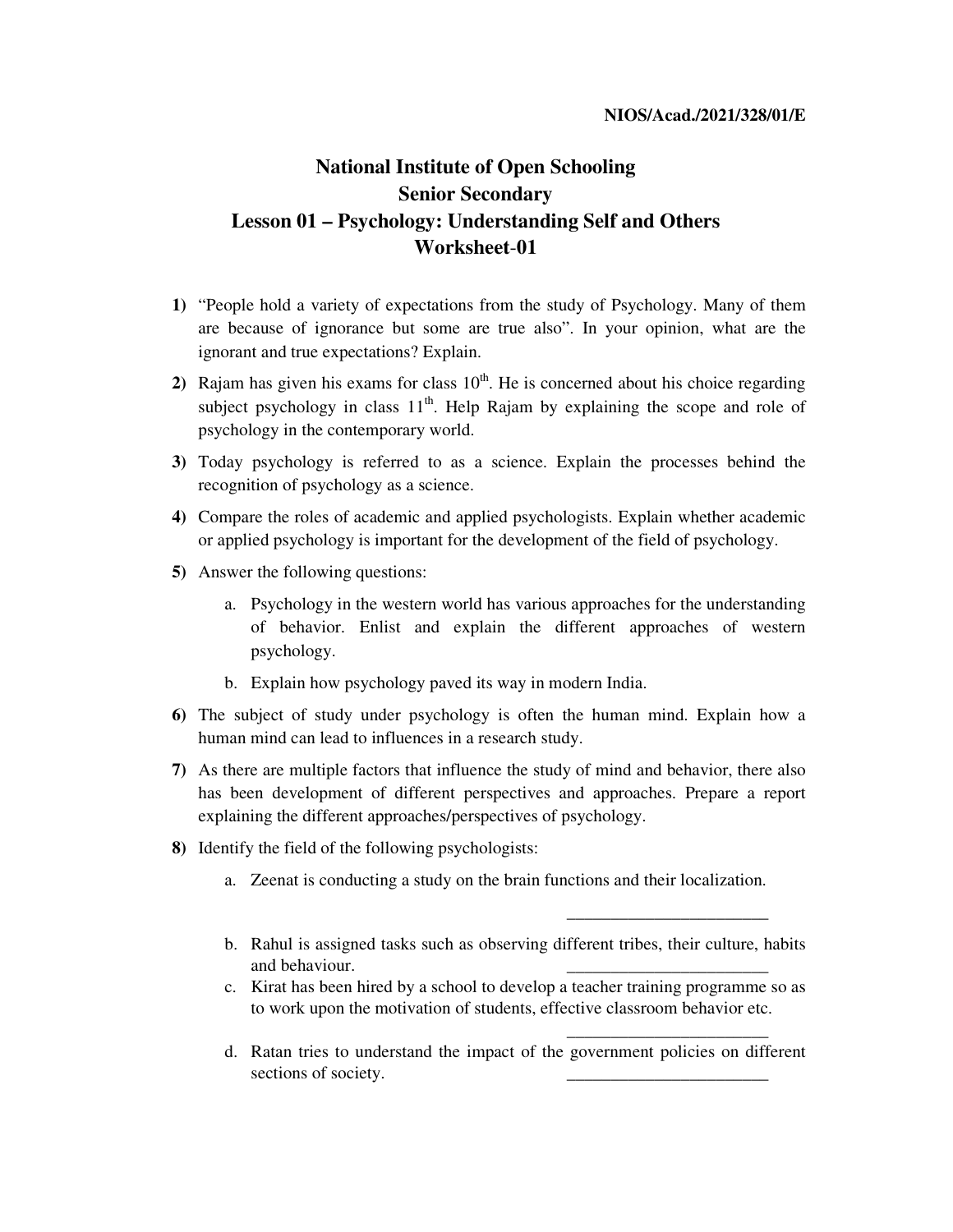NIOS/Acad./2021/328/01/E

# National Institute of Open Schooling
## Senior Secondary
## Lesson 01 – Psychology: Understanding Self and Others
## Worksheet-01

1) "People hold a variety of expectations from the study of Psychology. Many of them are because of ignorance but some are true also". In your opinion, what are the ignorant and true expectations? Explain.

2) Rajam has given his exams for class 10th. He is concerned about his choice regarding subject psychology in class 11th. Help Rajam by explaining the scope and role of psychology in the contemporary world.

3) Today psychology is referred to as a science. Explain the processes behind the recognition of psychology as a science.

4) Compare the roles of academic and applied psychologists. Explain whether academic or applied psychology is important for the development of the field of psychology.

5) Answer the following questions:

   a. Psychology in the western world has various approaches for the understanding of behavior. Enlist and explain the different approaches of western psychology.

   b. Explain how psychology paved its way in modern India.

6) The subject of study under psychology is often the human mind. Explain how a human mind can lead to influences in a research study.

7) As there are multiple factors that influence the study of mind and behavior, there also has been development of different perspectives and approaches. Prepare a report explaining the different approaches/perspectives of psychology.

8) Identify the field of the following psychologists:

   a. Zeenat is conducting a study on the brain functions and their localization.

      _______________________

   b. Rahul is assigned tasks such as observing different tribes, their culture, habits and behaviour. _______________________

   c. Kirat has been hired by a school to develop a teacher training programme so as to work upon the motivation of students, effective classroom behavior etc.

      _______________________

   d. Ratan tries to understand the impact of the government policies on different sections of society. _______________________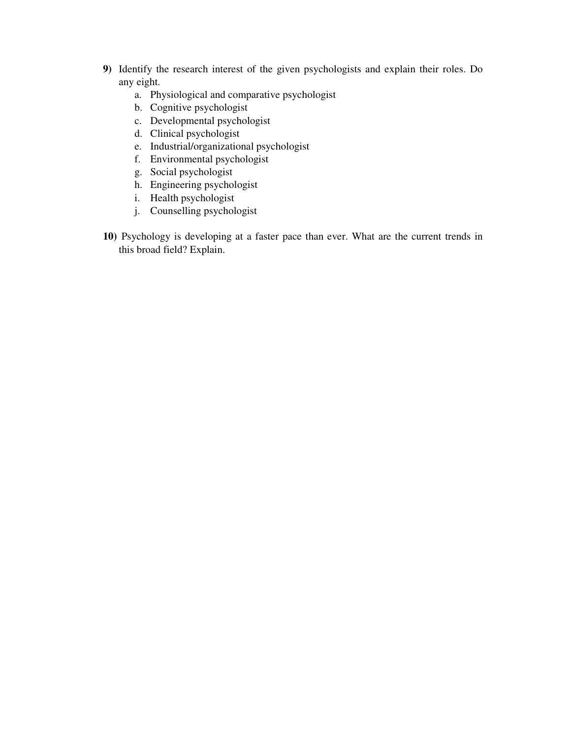**9)** Identify the research interest of the given psychologists and explain their roles. Do any eight.

a. Physiological and comparative psychologist
b. Cognitive psychologist
c. Developmental psychologist
d. Clinical psychologist
e. Industrial/organizational psychologist
f. Environmental psychologist
g. Social psychologist
h. Engineering psychologist
i. Health psychologist
j. Counselling psychologist

**10)** Psychology is developing at a faster pace than ever. What are the current trends in this broad field? Explain.